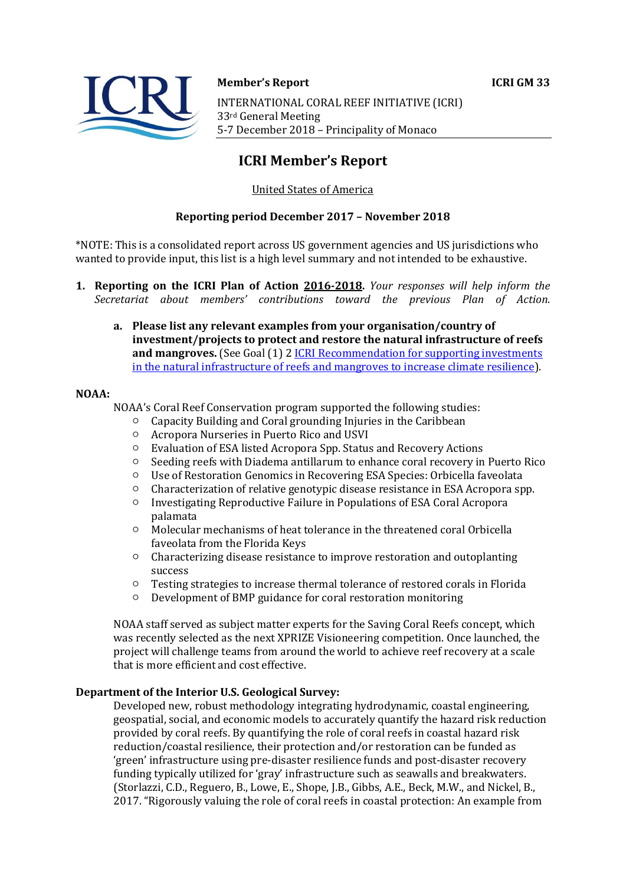Member's Report

ICRI GM 33

INTERNATIONAL CORAL REEF INITIATIVE (ICRI)
33rd General Meeting
5-7 December 2018 – Principality of Monaco

# ICRI Member's Report

United States of America

**Reporting period December 2017 – November 2018**

*NOTE: This is a consolidated report across US government agencies and US jurisdictions who wanted to provide input, this list is a high level summary and not intended to be exhaustive.

1. **Reporting on the ICRI Plan of Action 2016-2018.** *Your responses will help inform the Secretariat about members' contributions toward the previous Plan of Action.*

   a. **Please list any relevant examples from your organisation/country of investment/projects to protect and restore the natural infrastructure of reefs and mangroves.** (See Goal (1) 2 ICRI Recommendation for supporting investments in the natural infrastructure of reefs and mangroves to increase climate resilience).

**NOAA:**

NOAA's Coral Reef Conservation program supported the following studies:

- Capacity Building and Coral grounding Injuries in the Caribbean
- Acropora Nurseries in Puerto Rico and USVI
- Evaluation of ESA listed Acropora Spp. Status and Recovery Actions
- Seeding reefs with Diadema antillarum to enhance coral recovery in Puerto Rico
- Use of Restoration Genomics in Recovering ESA Species: Orbicella faveolata
- Characterization of relative genotypic disease resistance in ESA Acropora spp.
- Investigating Reproductive Failure in Populations of ESA Coral Acropora palamata
- Molecular mechanisms of heat tolerance in the threatened coral Orbicella faveolata from the Florida Keys
- Characterizing disease resistance to improve restoration and outoplanting success
- Testing strategies to increase thermal tolerance of restored corals in Florida
- Development of BMP guidance for coral restoration monitoring

NOAA staff served as subject matter experts for the Saving Coral Reefs concept, which was recently selected as the next XPRIZE Visioneering competition. Once launched, the project will challenge teams from around the world to achieve reef recovery at a scale that is more efficient and cost effective.

**Department of the Interior U.S. Geological Survey:**

Developed new, robust methodology integrating hydrodynamic, coastal engineering, geospatial, social, and economic models to accurately quantify the hazard risk reduction provided by coral reefs. By quantifying the role of coral reefs in coastal hazard risk reduction/coastal resilience, their protection and/or restoration can be funded as 'green' infrastructure using pre-disaster resilience funds and post-disaster recovery funding typically utilized for 'gray' infrastructure such as seawalls and breakwaters. (Storlazzi, C.D., Reguero, B., Lowe, E., Shope, J.B., Gibbs, A.E., Beck, M.W., and Nickel, B., 2017. "Rigorously valuing the role of coral reefs in coastal protection: An example from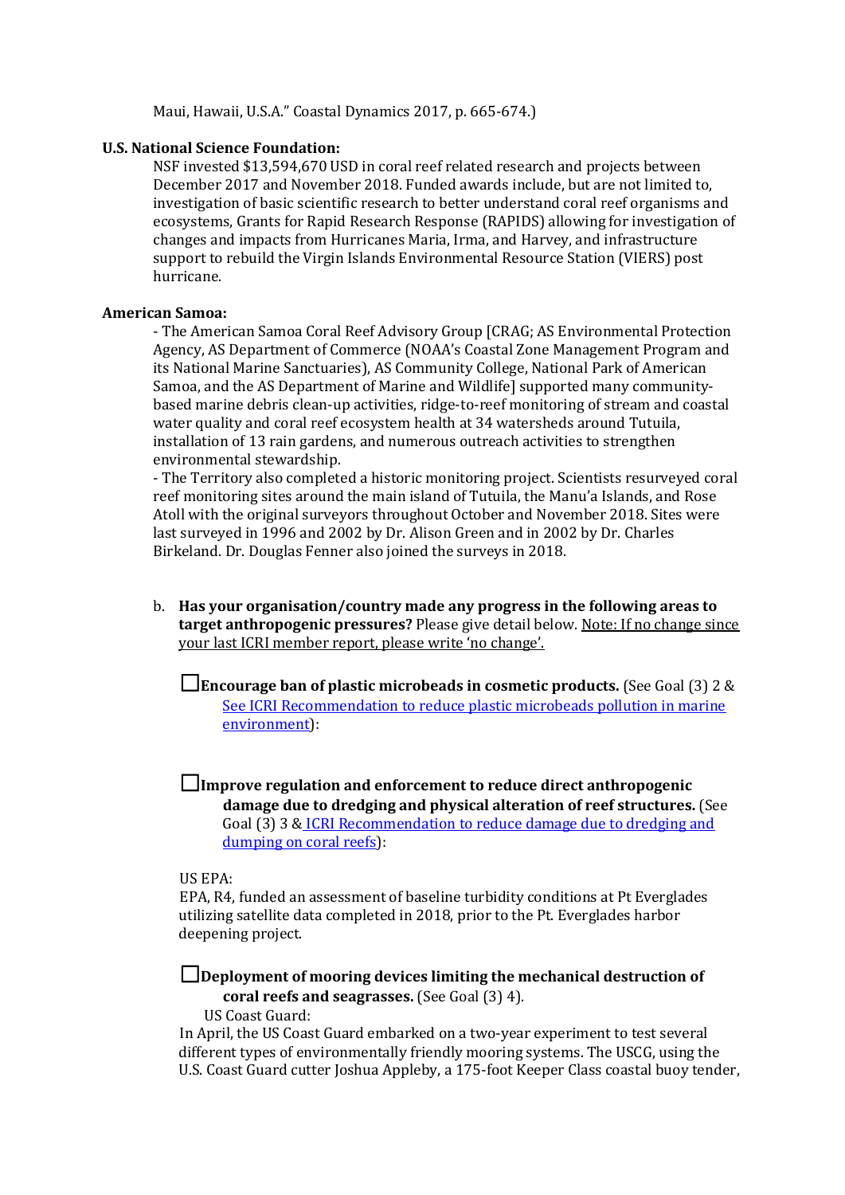Maui, Hawaii, U.S.A." Coastal Dynamics 2017, p. 665-674.)

**U.S. National Science Foundation:**

NSF invested $13,594,670 USD in coral reef related research and projects between December 2017 and November 2018. Funded awards include, but are not limited to, investigation of basic scientific research to better understand coral reef organisms and ecosystems, Grants for Rapid Research Response (RAPIDS) allowing for investigation of changes and impacts from Hurricanes Maria, Irma, and Harvey, and infrastructure support to rebuild the Virgin Islands Environmental Resource Station (VIERS) post hurricane.

**American Samoa:**

- The American Samoa Coral Reef Advisory Group [CRAG; AS Environmental Protection Agency, AS Department of Commerce (NOAA's Coastal Zone Management Program and its National Marine Sanctuaries), AS Community College, National Park of American Samoa, and the AS Department of Marine and Wildlife] supported many community-based marine debris clean-up activities, ridge-to-reef monitoring of stream and coastal water quality and coral reef ecosystem health at 34 watersheds around Tutuila, installation of 13 rain gardens, and numerous outreach activities to strengthen environmental stewardship.
- The Territory also completed a historic monitoring project. Scientists resurveyed coral reef monitoring sites around the main island of Tutuila, the Manu'a Islands, and Rose Atoll with the original surveyors throughout October and November 2018. Sites were last surveyed in 1996 and 2002 by Dr. Alison Green and in 2002 by Dr. Charles Birkeland. Dr. Douglas Fenner also joined the surveys in 2018.

b. **Has your organisation/country made any progress in the following areas to target anthropogenic pressures?** Please give detail below. Note: If no change since your last ICRI member report, please write 'no change'.

☐ **Encourage ban of plastic microbeads in cosmetic products.** (See Goal (3) 2 & See ICRI Recommendation to reduce plastic microbeads pollution in marine environment):

☐ **Improve regulation and enforcement to reduce direct anthropogenic damage due to dredging and physical alteration of reef structures.** (See Goal (3) 3 & ICRI Recommendation to reduce damage due to dredging and dumping on coral reefs):

US EPA:
EPA, R4, funded an assessment of baseline turbidity conditions at Pt Everglades utilizing satellite data completed in 2018, prior to the Pt. Everglades harbor deepening project.

☐ **Deployment of mooring devices limiting the mechanical destruction of coral reefs and seagrasses.** (See Goal (3) 4).

US Coast Guard:
In April, the US Coast Guard embarked on a two-year experiment to test several different types of environmentally friendly mooring systems. The USCG, using the U.S. Coast Guard cutter Joshua Appleby, a 175-foot Keeper Class coastal buoy tender,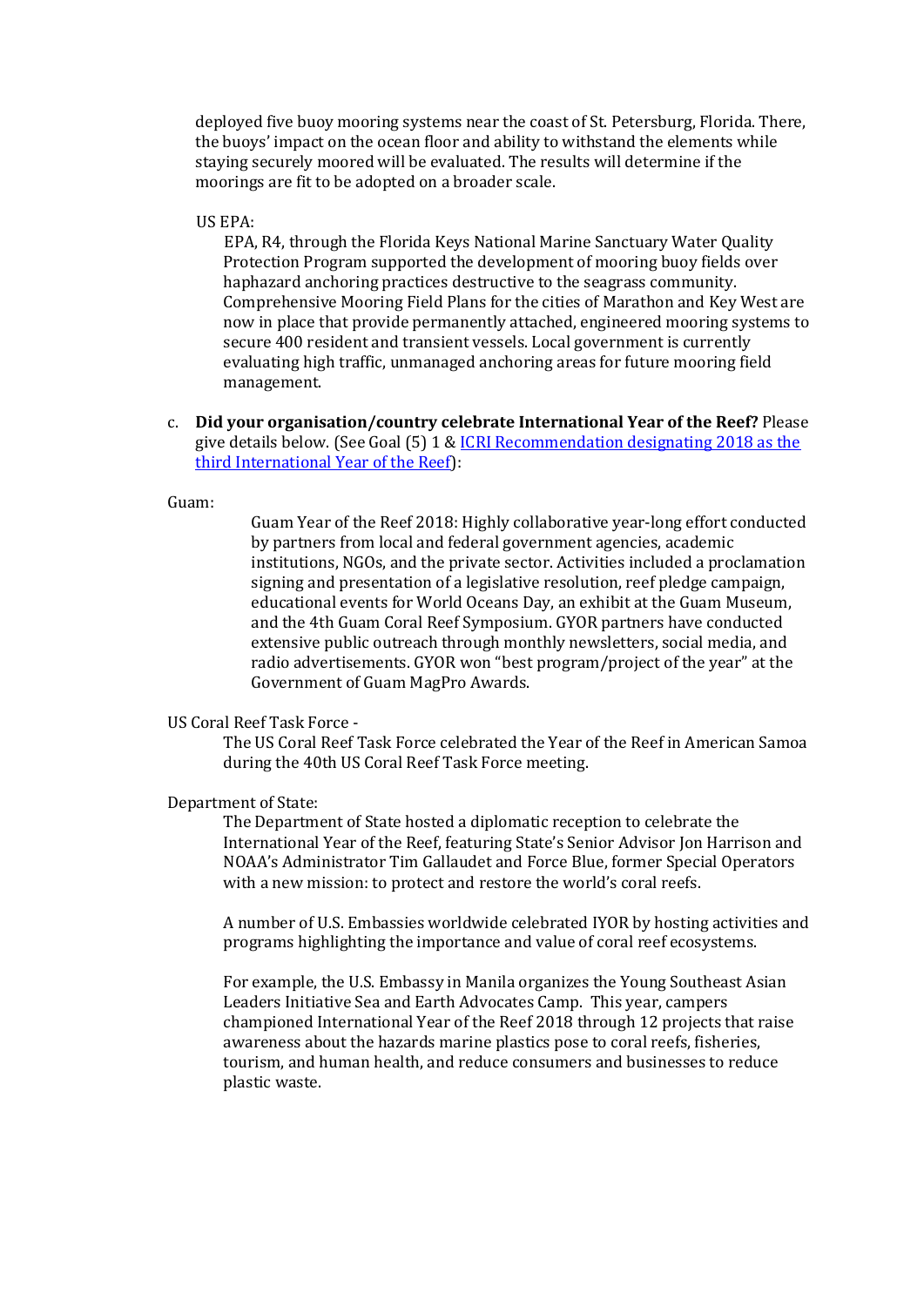deployed five buoy mooring systems near the coast of St. Petersburg, Florida. There, the buoys' impact on the ocean floor and ability to withstand the elements while staying securely moored will be evaluated. The results will determine if the moorings are fit to be adopted on a broader scale.

US EPA:

EPA, R4, through the Florida Keys National Marine Sanctuary Water Quality Protection Program supported the development of mooring buoy fields over haphazard anchoring practices destructive to the seagrass community. Comprehensive Mooring Field Plans for the cities of Marathon and Key West are now in place that provide permanently attached, engineered mooring systems to secure 400 resident and transient vessels. Local government is currently evaluating high traffic, unmanaged anchoring areas for future mooring field management.

c. **Did your organisation/country celebrate International Year of the Reef?** Please give details below. (See Goal (5) 1 & [ICRI Recommendation designating 2018 as the third International Year of the Reef]):

Guam:

Guam Year of the Reef 2018: Highly collaborative year-long effort conducted by partners from local and federal government agencies, academic institutions, NGOs, and the private sector. Activities included a proclamation signing and presentation of a legislative resolution, reef pledge campaign, educational events for World Oceans Day, an exhibit at the Guam Museum, and the 4th Guam Coral Reef Symposium. GYOR partners have conducted extensive public outreach through monthly newsletters, social media, and radio advertisements. GYOR won "best program/project of the year" at the Government of Guam MagPro Awards.

US Coral Reef Task Force -

The US Coral Reef Task Force celebrated the Year of the Reef in American Samoa during the 40th US Coral Reef Task Force meeting.

Department of State:

The Department of State hosted a diplomatic reception to celebrate the International Year of the Reef, featuring State's Senior Advisor Jon Harrison and NOAA's Administrator Tim Gallaudet and Force Blue, former Special Operators with a new mission: to protect and restore the world's coral reefs.

A number of U.S. Embassies worldwide celebrated IYOR by hosting activities and programs highlighting the importance and value of coral reef ecosystems.

For example, the U.S. Embassy in Manila organizes the Young Southeast Asian Leaders Initiative Sea and Earth Advocates Camp. This year, campers championed International Year of the Reef 2018 through 12 projects that raise awareness about the hazards marine plastics pose to coral reefs, fisheries, tourism, and human health, and reduce consumers and businesses to reduce plastic waste.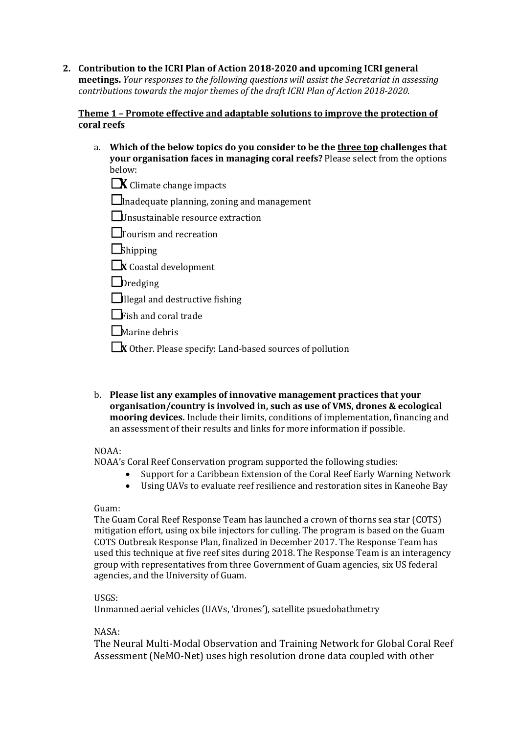2. **Contribution to the ICRI Plan of Action 2018-2020 and upcoming ICRI general meetings.** *Your responses to the following questions will assist the Secretariat in assessing contributions towards the major themes of the draft ICRI Plan of Action 2018-2020.*

**Theme 1 – Promote effective and adaptable solutions to improve the protection of coral reefs**

a. **Which of the below topics do you consider to be the three top challenges that your organisation faces in managing coral reefs?** Please select from the options below:

- [x] Climate change impacts
- [ ] Inadequate planning, zoning and management
- [ ] Unsustainable resource extraction
- [ ] Tourism and recreation
- [ ] Shipping
- [x] Coastal development
- [ ] Dredging
- [ ] Illegal and destructive fishing
- [ ] Fish and coral trade
- [ ] Marine debris
- [x] Other. Please specify: Land-based sources of pollution

b. **Please list any examples of innovative management practices that your organisation/country is involved in, such as use of VMS, drones & ecological mooring devices.** Include their limits, conditions of implementation, financing and an assessment of their results and links for more information if possible.

NOAA:
NOAA's Coral Reef Conservation program supported the following studies:

- Support for a Caribbean Extension of the Coral Reef Early Warning Network
- Using UAVs to evaluate reef resilience and restoration sites in Kaneohe Bay

Guam:
The Guam Coral Reef Response Team has launched a crown of thorns sea star (COTS) mitigation effort, using ox bile injectors for culling. The program is based on the Guam COTS Outbreak Response Plan, finalized in December 2017. The Response Team has used this technique at five reef sites during 2018. The Response Team is an interagency group with representatives from three Government of Guam agencies, six US federal agencies, and the University of Guam.

USGS:
Unmanned aerial vehicles (UAVs, 'drones'), satellite psuedobathmetry

NASA:
The Neural Multi-Modal Observation and Training Network for Global Coral Reef Assessment (NeMO-Net) uses high resolution drone data coupled with other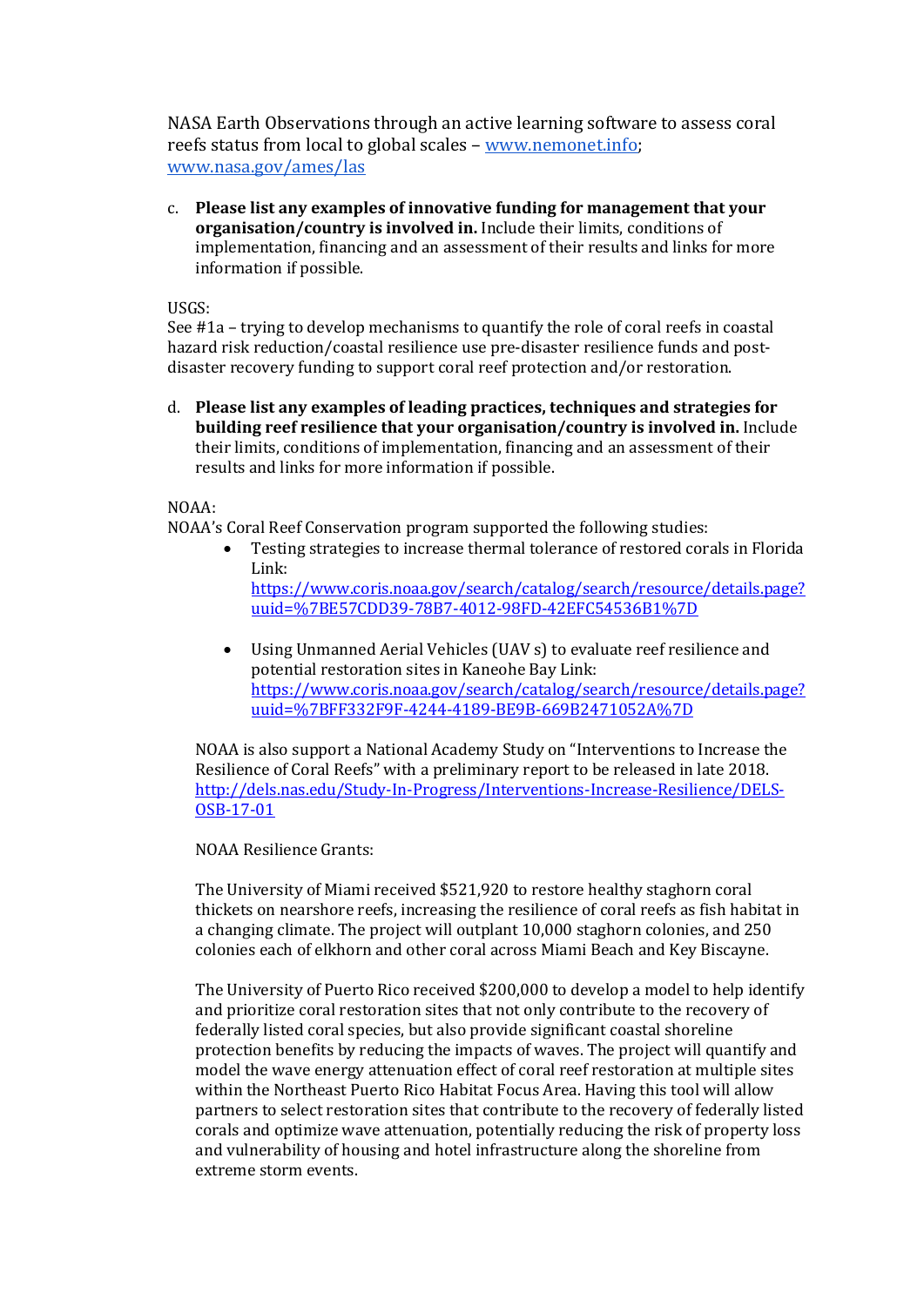NASA Earth Observations through an active learning software to assess coral reefs status from local to global scales – www.nemonet.info; www.nasa.gov/ames/las

c. **Please list any examples of innovative funding for management that your organisation/country is involved in.** Include their limits, conditions of implementation, financing and an assessment of their results and links for more information if possible.

USGS:
See #1a – trying to develop mechanisms to quantify the role of coral reefs in coastal hazard risk reduction/coastal resilience use pre-disaster resilience funds and post-disaster recovery funding to support coral reef protection and/or restoration.

d. **Please list any examples of leading practices, techniques and strategies for building reef resilience that your organisation/country is involved in.** Include their limits, conditions of implementation, financing and an assessment of their results and links for more information if possible.

NOAA:
NOAA's Coral Reef Conservation program supported the following studies:

- Testing strategies to increase thermal tolerance of restored corals in Florida Link: https://www.coris.noaa.gov/search/catalog/search/resource/details.page?uuid=%7BE57CDD39-78B7-4012-98FD-42EFC54536B1%7D

- Using Unmanned Aerial Vehicles (UAV s) to evaluate reef resilience and potential restoration sites in Kaneohe Bay Link: https://www.coris.noaa.gov/search/catalog/search/resource/details.page?uuid=%7BFF332F9F-4244-4189-BE9B-669B2471052A%7D

NOAA is also support a National Academy Study on "Interventions to Increase the Resilience of Coral Reefs" with a preliminary report to be released in late 2018. http://dels.nas.edu/Study-In-Progress/Interventions-Increase-Resilience/DELS-OSB-17-01

NOAA Resilience Grants:

The University of Miami received $521,920 to restore healthy staghorn coral thickets on nearshore reefs, increasing the resilience of coral reefs as fish habitat in a changing climate. The project will outplant 10,000 staghorn colonies, and 250 colonies each of elkhorn and other coral across Miami Beach and Key Biscayne.

The University of Puerto Rico received $200,000 to develop a model to help identify and prioritize coral restoration sites that not only contribute to the recovery of federally listed coral species, but also provide significant coastal shoreline protection benefits by reducing the impacts of waves. The project will quantify and model the wave energy attenuation effect of coral reef restoration at multiple sites within the Northeast Puerto Rico Habitat Focus Area. Having this tool will allow partners to select restoration sites that contribute to the recovery of federally listed corals and optimize wave attenuation, potentially reducing the risk of property loss and vulnerability of housing and hotel infrastructure along the shoreline from extreme storm events.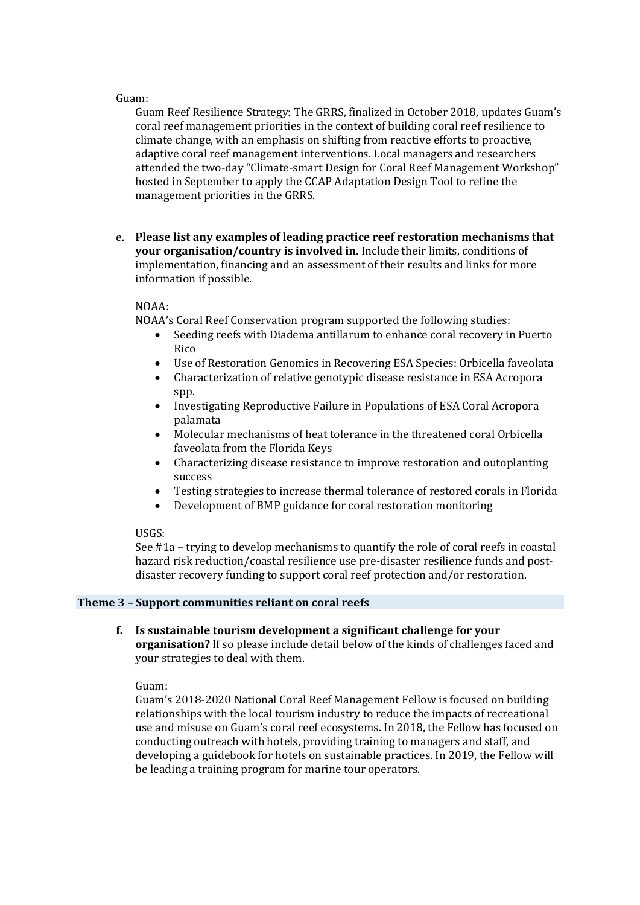Guam:

Guam Reef Resilience Strategy: The GRRS, finalized in October 2018, updates Guam's coral reef management priorities in the context of building coral reef resilience to climate change, with an emphasis on shifting from reactive efforts to proactive, adaptive coral reef management interventions. Local managers and researchers attended the two-day "Climate-smart Design for Coral Reef Management Workshop" hosted in September to apply the CCAP Adaptation Design Tool to refine the management priorities in the GRRS.

e. **Please list any examples of leading practice reef restoration mechanisms that your organisation/country is involved in.** Include their limits, conditions of implementation, financing and an assessment of their results and links for more information if possible.

NOAA:

NOAA's Coral Reef Conservation program supported the following studies:

- Seeding reefs with Diadema antillarum to enhance coral recovery in Puerto Rico
- Use of Restoration Genomics in Recovering ESA Species: Orbicella faveolata
- Characterization of relative genotypic disease resistance in ESA Acropora spp.
- Investigating Reproductive Failure in Populations of ESA Coral Acropora palamata
- Molecular mechanisms of heat tolerance in the threatened coral Orbicella faveolata from the Florida Keys
- Characterizing disease resistance to improve restoration and outoplanting success
- Testing strategies to increase thermal tolerance of restored corals in Florida
- Development of BMP guidance for coral restoration monitoring

USGS:

See #1a – trying to develop mechanisms to quantify the role of coral reefs in coastal hazard risk reduction/coastal resilience use pre-disaster resilience funds and post-disaster recovery funding to support coral reef protection and/or restoration.

## Theme 3 – Support communities reliant on coral reefs

f. **Is sustainable tourism development a significant challenge for your organisation?** If so please include detail below of the kinds of challenges faced and your strategies to deal with them.

Guam:

Guam's 2018-2020 National Coral Reef Management Fellow is focused on building relationships with the local tourism industry to reduce the impacts of recreational use and misuse on Guam's coral reef ecosystems. In 2018, the Fellow has focused on conducting outreach with hotels, providing training to managers and staff, and developing a guidebook for hotels on sustainable practices. In 2019, the Fellow will be leading a training program for marine tour operators.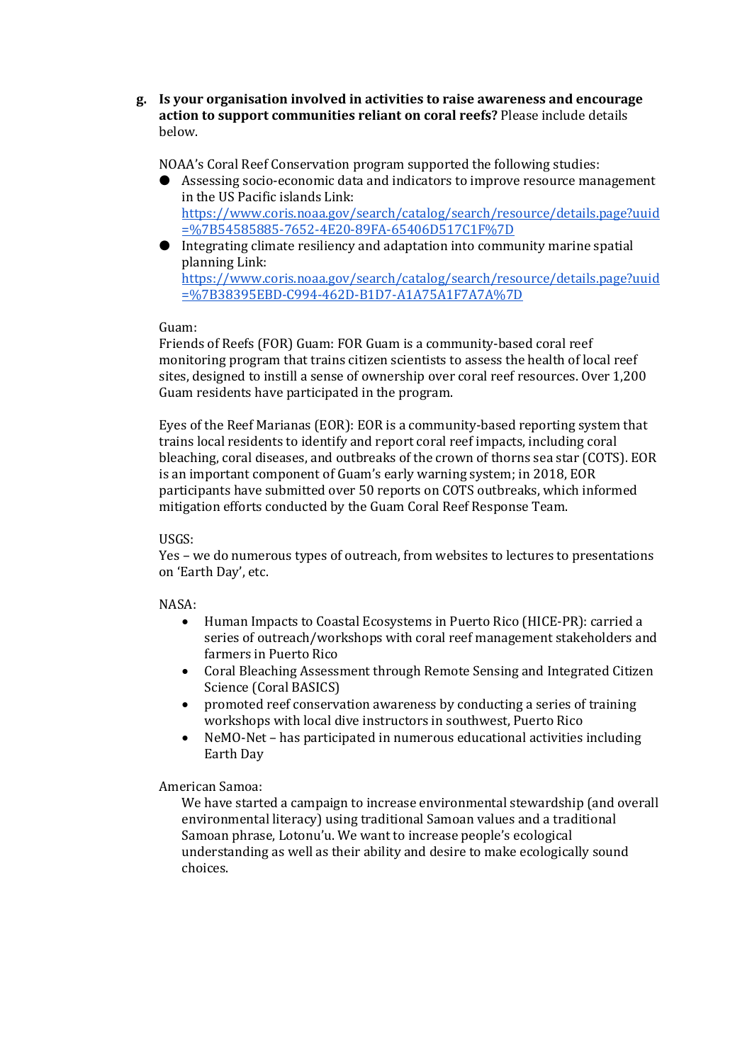**g. Is your organisation involved in activities to raise awareness and encourage action to support communities reliant on coral reefs?** Please include details below.

NOAA's Coral Reef Conservation program supported the following studies:

- Assessing socio-economic data and indicators to improve resource management in the US Pacific islands Link: https://www.coris.noaa.gov/search/catalog/search/resource/details.page?uuid=%7B54585885-7652-4E20-89FA-65406D517C1F%7D
- Integrating climate resiliency and adaptation into community marine spatial planning Link: https://www.coris.noaa.gov/search/catalog/search/resource/details.page?uuid=%7B38395EBD-C994-462D-B1D7-A1A75A1F7A7A%7D

Guam:
Friends of Reefs (FOR) Guam: FOR Guam is a community-based coral reef monitoring program that trains citizen scientists to assess the health of local reef sites, designed to instill a sense of ownership over coral reef resources. Over 1,200 Guam residents have participated in the program.

Eyes of the Reef Marianas (EOR): EOR is a community-based reporting system that trains local residents to identify and report coral reef impacts, including coral bleaching, coral diseases, and outbreaks of the crown of thorns sea star (COTS). EOR is an important component of Guam's early warning system; in 2018, EOR participants have submitted over 50 reports on COTS outbreaks, which informed mitigation efforts conducted by the Guam Coral Reef Response Team.

USGS:
Yes – we do numerous types of outreach, from websites to lectures to presentations on 'Earth Day', etc.

NASA:

- Human Impacts to Coastal Ecosystems in Puerto Rico (HICE-PR): carried a series of outreach/workshops with coral reef management stakeholders and farmers in Puerto Rico
- Coral Bleaching Assessment through Remote Sensing and Integrated Citizen Science (Coral BASICS)
- promoted reef conservation awareness by conducting a series of training workshops with local dive instructors in southwest, Puerto Rico
- NeMO-Net – has participated in numerous educational activities including Earth Day

American Samoa:
We have started a campaign to increase environmental stewardship (and overall environmental literacy) using traditional Samoan values and a traditional Samoan phrase, Lotonu'u. We want to increase people's ecological understanding as well as their ability and desire to make ecologically sound choices.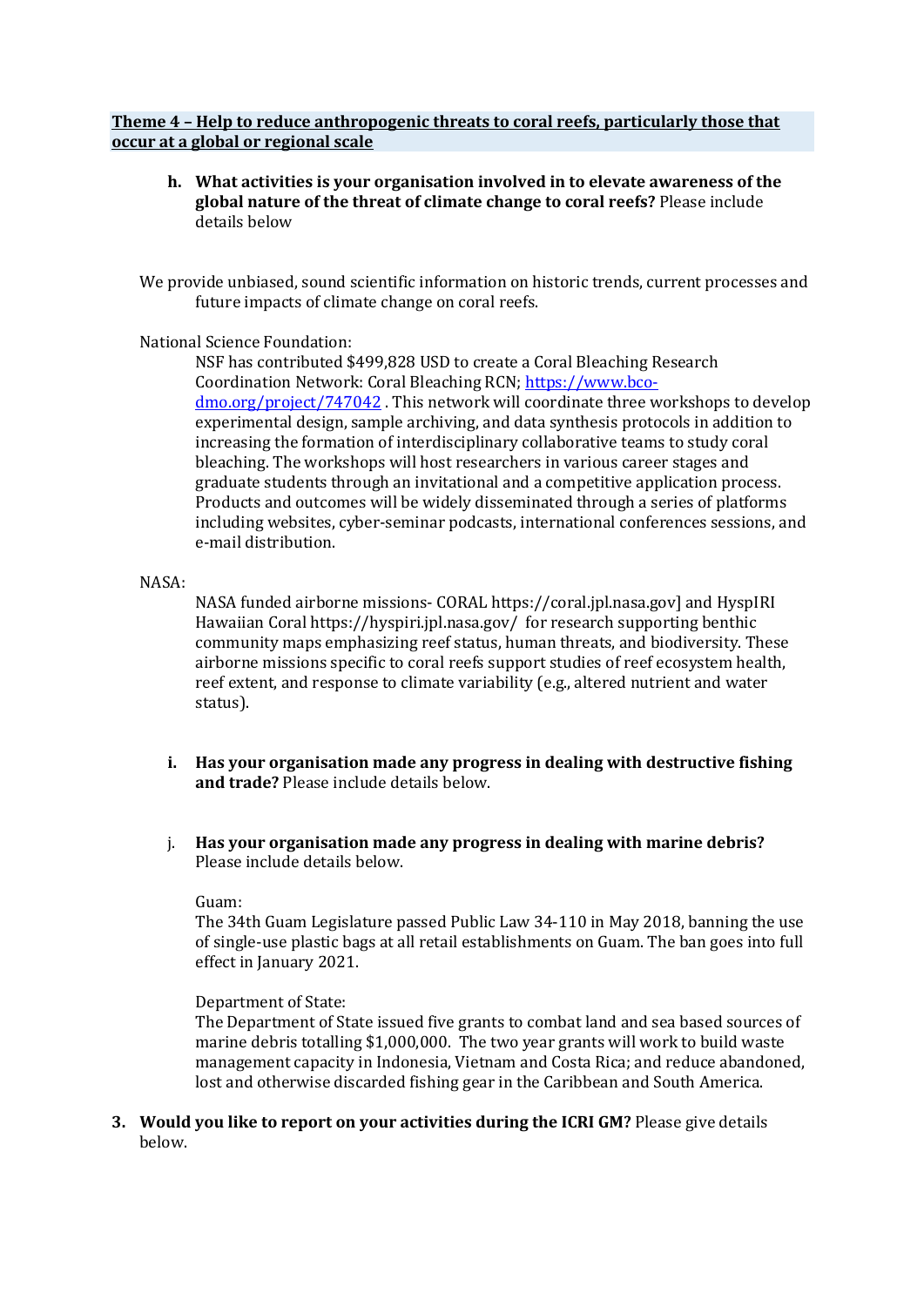**Theme 4 – Help to reduce anthropogenic threats to coral reefs, particularly those that occur at a global or regional scale**

h. **What activities is your organisation involved in to elevate awareness of the global nature of the threat of climate change to coral reefs?** Please include details below

We provide unbiased, sound scientific information on historic trends, current processes and future impacts of climate change on coral reefs.

National Science Foundation:

NSF has contributed $499,828 USD to create a Coral Bleaching Research Coordination Network: Coral Bleaching RCN; https://www.bco-dmo.org/project/747042 . This network will coordinate three workshops to develop experimental design, sample archiving, and data synthesis protocols in addition to increasing the formation of interdisciplinary collaborative teams to study coral bleaching. The workshops will host researchers in various career stages and graduate students through an invitational and a competitive application process. Products and outcomes will be widely disseminated through a series of platforms including websites, cyber-seminar podcasts, international conferences sessions, and e-mail distribution.

NASA:

NASA funded airborne missions- CORAL https://coral.jpl.nasa.gov] and HyspIRI Hawaiian Coral https://hyspiri.jpl.nasa.gov/ for research supporting benthic community maps emphasizing reef status, human threats, and biodiversity. These airborne missions specific to coral reefs support studies of reef ecosystem health, reef extent, and response to climate variability (e.g., altered nutrient and water status).

i. **Has your organisation made any progress in dealing with destructive fishing and trade?** Please include details below.

j. **Has your organisation made any progress in dealing with marine debris?** Please include details below.

Guam:

The 34th Guam Legislature passed Public Law 34-110 in May 2018, banning the use of single-use plastic bags at all retail establishments on Guam. The ban goes into full effect in January 2021.

Department of State:

The Department of State issued five grants to combat land and sea based sources of marine debris totalling $1,000,000. The two year grants will work to build waste management capacity in Indonesia, Vietnam and Costa Rica; and reduce abandoned, lost and otherwise discarded fishing gear in the Caribbean and South America.

3. **Would you like to report on your activities during the ICRI GM?** Please give details below.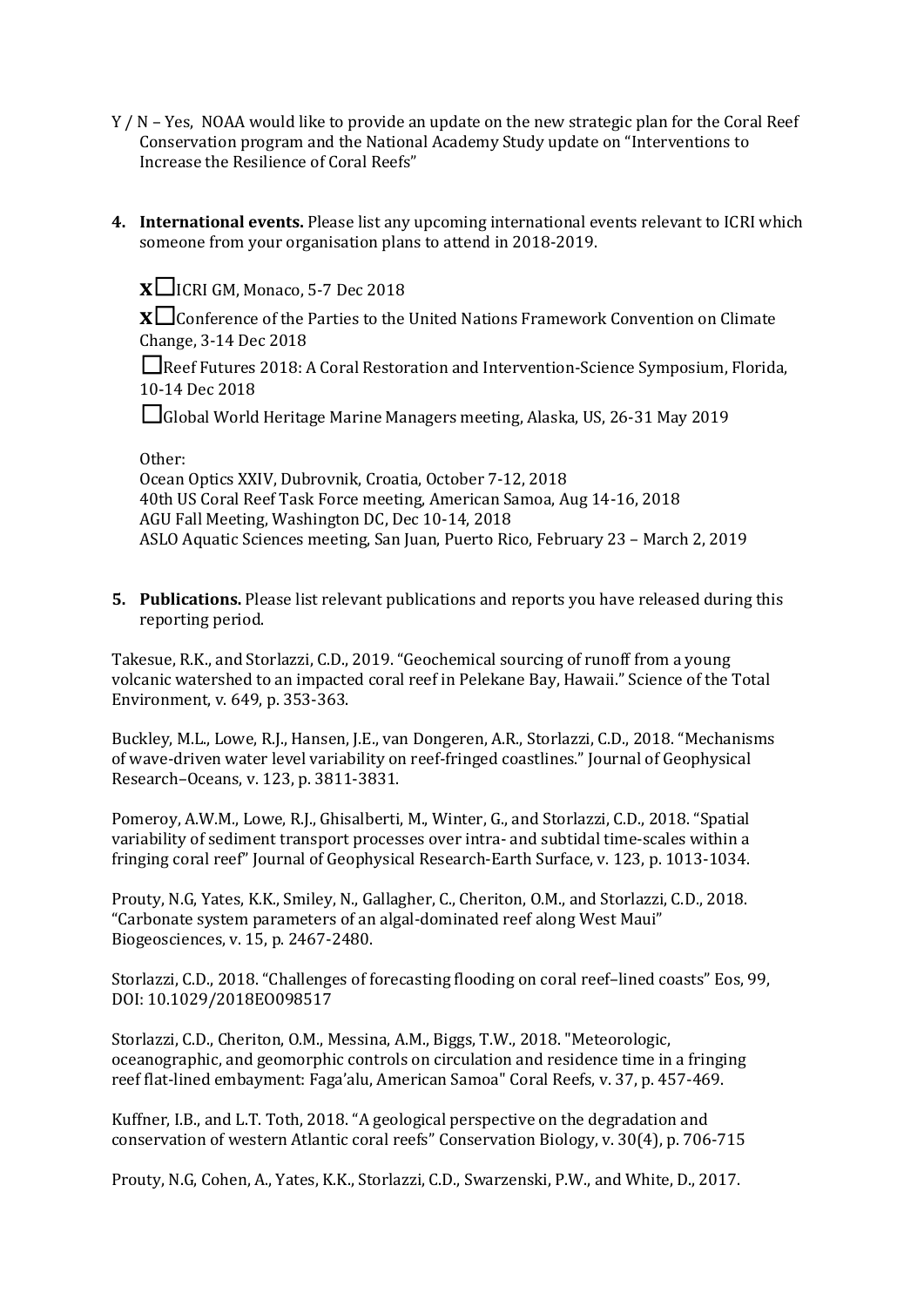Y / N – Yes, NOAA would like to provide an update on the new strategic plan for the Coral Reef Conservation program and the National Academy Study update on "Interventions to Increase the Resilience of Coral Reefs"

4. **International events.** Please list any upcoming international events relevant to ICRI which someone from your organisation plans to attend in 2018-2019.

**X**☐ICRI GM, Monaco, 5-7 Dec 2018

**X**☐Conference of the Parties to the United Nations Framework Convention on Climate Change, 3-14 Dec 2018

☐Reef Futures 2018: A Coral Restoration and Intervention-Science Symposium, Florida, 10-14 Dec 2018

☐Global World Heritage Marine Managers meeting, Alaska, US, 26-31 May 2019

Other:
Ocean Optics XXIV, Dubrovnik, Croatia, October 7-12, 2018
40th US Coral Reef Task Force meeting, American Samoa, Aug 14-16, 2018
AGU Fall Meeting, Washington DC, Dec 10-14, 2018
ASLO Aquatic Sciences meeting, San Juan, Puerto Rico, February 23 – March 2, 2019

5. **Publications.** Please list relevant publications and reports you have released during this reporting period.

Takesue, R.K., and Storlazzi, C.D., 2019. "Geochemical sourcing of runoff from a young volcanic watershed to an impacted coral reef in Pelekane Bay, Hawaii." Science of the Total Environment, v. 649, p. 353-363.

Buckley, M.L., Lowe, R.J., Hansen, J.E., van Dongeren, A.R., Storlazzi, C.D., 2018. "Mechanisms of wave-driven water level variability on reef-fringed coastlines." Journal of Geophysical Research–Oceans, v. 123, p. 3811-3831.

Pomeroy, A.W.M., Lowe, R.J., Ghisalberti, M., Winter, G., and Storlazzi, C.D., 2018. "Spatial variability of sediment transport processes over intra- and subtidal time-scales within a fringing coral reef" Journal of Geophysical Research-Earth Surface, v. 123, p. 1013-1034.

Prouty, N.G, Yates, K.K., Smiley, N., Gallagher, C., Cheriton, O.M., and Storlazzi, C.D., 2018. "Carbonate system parameters of an algal-dominated reef along West Maui" Biogeosciences, v. 15, p. 2467-2480.

Storlazzi, C.D., 2018. "Challenges of forecasting flooding on coral reef–lined coasts" Eos, 99, DOI: 10.1029/2018EO098517

Storlazzi, C.D., Cheriton, O.M., Messina, A.M., Biggs, T.W., 2018. "Meteorologic, oceanographic, and geomorphic controls on circulation and residence time in a fringing reef flat-lined embayment: Faga'alu, American Samoa" Coral Reefs, v. 37, p. 457-469.

Kuffner, I.B., and L.T. Toth, 2018. "A geological perspective on the degradation and conservation of western Atlantic coral reefs" Conservation Biology, v. 30(4), p. 706-715

Prouty, N.G, Cohen, A., Yates, K.K., Storlazzi, C.D., Swarzenski, P.W., and White, D., 2017.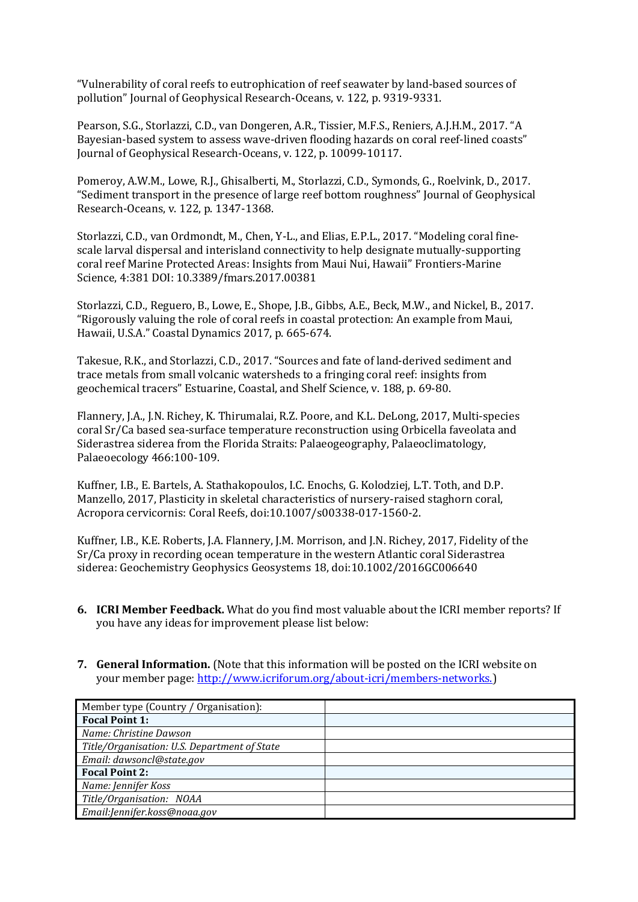"Vulnerability of coral reefs to eutrophication of reef seawater by land-based sources of pollution" Journal of Geophysical Research-Oceans, v. 122, p. 9319-9331.

Pearson, S.G., Storlazzi, C.D., van Dongeren, A.R., Tissier, M.F.S., Reniers, A.J.H.M., 2017. "A Bayesian-based system to assess wave-driven flooding hazards on coral reef-lined coasts" Journal of Geophysical Research-Oceans, v. 122, p. 10099-10117.

Pomeroy, A.W.M., Lowe, R.J., Ghisalberti, M., Storlazzi, C.D., Symonds, G., Roelvink, D., 2017. "Sediment transport in the presence of large reef bottom roughness" Journal of Geophysical Research-Oceans, v. 122, p. 1347-1368.

Storlazzi, C.D., van Ordmondt, M., Chen, Y-L., and Elias, E.P.L., 2017. "Modeling coral fine-scale larval dispersal and interisland connectivity to help designate mutually-supporting coral reef Marine Protected Areas: Insights from Maui Nui, Hawaii" Frontiers-Marine Science, 4:381 DOI: 10.3389/fmars.2017.00381

Storlazzi, C.D., Reguero, B., Lowe, E., Shope, J.B., Gibbs, A.E., Beck, M.W., and Nickel, B., 2017. "Rigorously valuing the role of coral reefs in coastal protection: An example from Maui, Hawaii, U.S.A." Coastal Dynamics 2017, p. 665-674.

Takesue, R.K., and Storlazzi, C.D., 2017. "Sources and fate of land-derived sediment and trace metals from small volcanic watersheds to a fringing coral reef: insights from geochemical tracers" Estuarine, Coastal, and Shelf Science, v. 188, p. 69-80.

Flannery, J.A., J.N. Richey, K. Thirumalai, R.Z. Poore, and K.L. DeLong, 2017, Multi-species coral Sr/Ca based sea-surface temperature reconstruction using Orbicella faveolata and Siderastrea siderea from the Florida Straits: Palaeogeography, Palaeoclimatology, Palaeoecology 466:100-109.

Kuffner, I.B., E. Bartels, A. Stathakopoulos, I.C. Enochs, G. Kolodziej, L.T. Toth, and D.P. Manzello, 2017, Plasticity in skeletal characteristics of nursery-raised staghorn coral, Acropora cervicornis: Coral Reefs, doi:10.1007/s00338-017-1560-2.

Kuffner, I.B., K.E. Roberts, J.A. Flannery, J.M. Morrison, and J.N. Richey, 2017, Fidelity of the Sr/Ca proxy in recording ocean temperature in the western Atlantic coral Siderastrea siderea: Geochemistry Geophysics Geosystems 18, doi:10.1002/2016GC006640

6. **ICRI Member Feedback.** What do you find most valuable about the ICRI member reports? If you have any ideas for improvement please list below:

7. **General Information.** (Note that this information will be posted on the ICRI website on your member page: http://www.icriforum.org/about-icri/members-networks.)

| Member type (Country / Organisation): | |
|---|---|
| **Focal Point 1:** | |
| *Name: Christine Dawson* | |
| *Title/Organisation: U.S. Department of State* | |
| *Email: dawsoncl@state.gov* | |
| **Focal Point 2:** | |
| *Name: Jennifer Koss* | |
| *Title/Organisation: NOAA* | |
| *Email:Jennifer.koss@noaa.gov* | |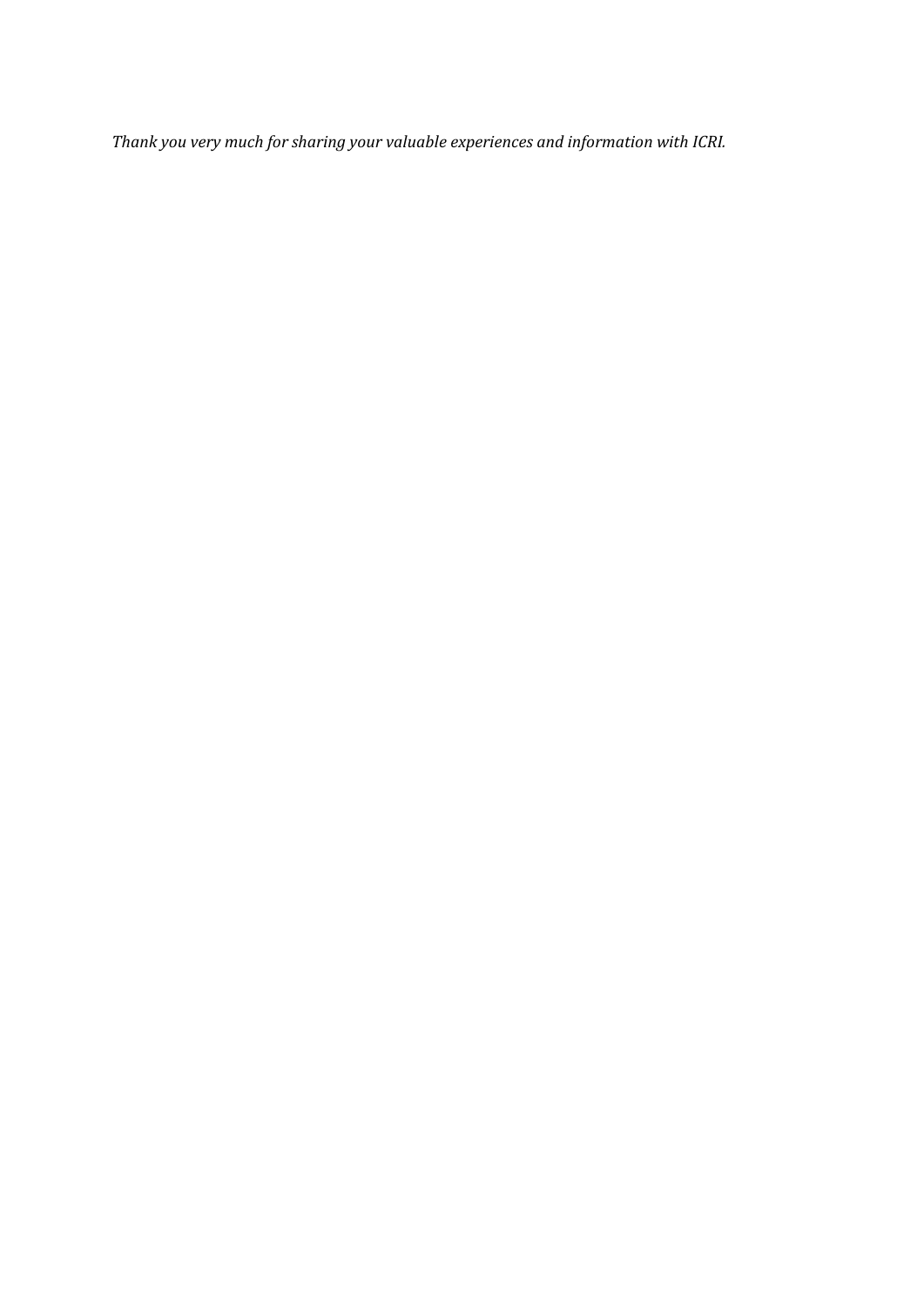*Thank you very much for sharing your valuable experiences and information with ICRI.*